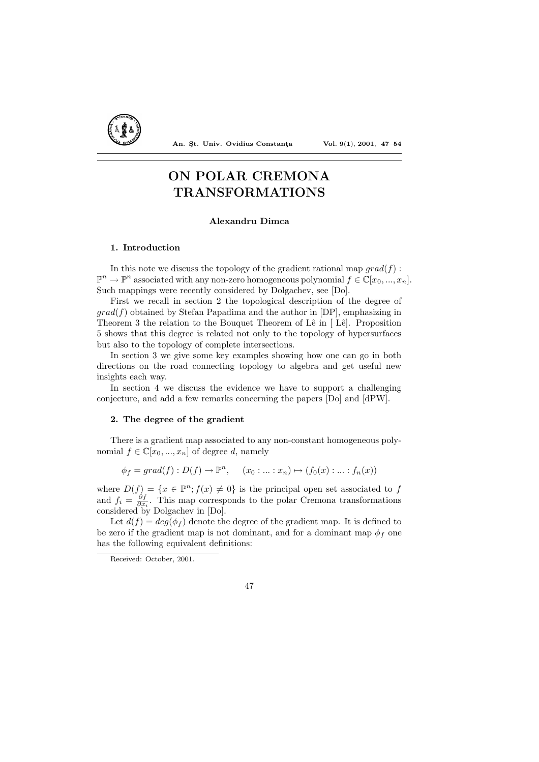# ON POLAR CREMONA TRANSFORMATIONS

**Alexandru Dimca**

## 1. Introduction

In this note we discuss the topology of the gradient rational map $grad(f) : \mathbb{P}^n \to \mathbb{P}^n$ associated with any non-zero homogeneous polynomial $f \in \mathbb{C}[x_0, ..., x_n]$. Such mappings were recently considered by Dolgachev, see [Do].

First we recall in section 2 the topological description of the degree of $grad(f)$ obtained by Stefan Papadima and the author in [DP], emphasizing in Theorem 3 the relation to the Bouquet Theorem of Lê in [ Lê]. Proposition 5 shows that this degree is related not only to the topology of hypersurfaces but also to the topology of complete intersections.

In section 3 we give some key examples showing how one can go in both directions on the road connecting topology to algebra and get useful new insights each way.

In section 4 we discuss the evidence we have to support a challenging conjecture, and add a few remarks concerning the papers [Do] and [dPW].

## 2. The degree of the gradient

There is a gradient map associated to any non-constant homogeneous polynomial $f \in \mathbb{C}[x_0, ..., x_n]$ of degree $d$, namely

$$\phi_f = grad(f) : D(f) \to \mathbb{P}^n, \quad (x_0 : ... : x_n) \mapsto (f_0(x) : ... : f_n(x))$$

where $D(f) = \{x \in \mathbb{P}^n; f(x) \neq 0\}$ is the principal open set associated to $f$ and $f_i = \frac{\partial f}{\partial x_i}$. This map corresponds to the polar Cremona transformations considered by Dolgachev in [Do].

Let $d(f) = deg(\phi_f)$ denote the degree of the gradient map. It is defined to be zero if the gradient map is not dominant, and for a dominant map $\phi_f$ one has the following equivalent definitions:

Received: October, 2001.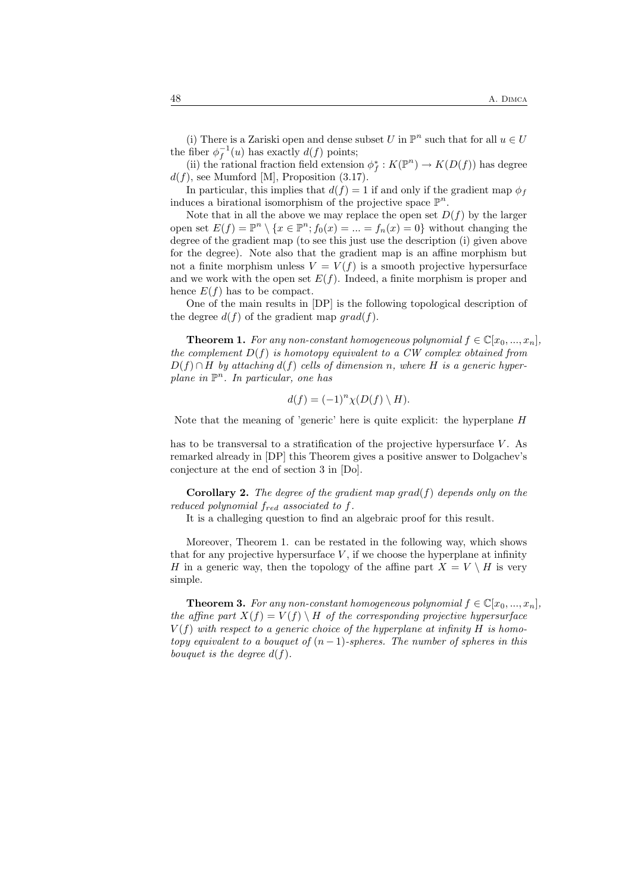(i) There is a Zariski open and dense subset $U$ in $\mathbb{P}^n$ such that for all $u \in U$ the fiber $\phi_f^{-1}(u)$ has exactly $d(f)$ points;

(ii) the rational fraction field extension $\phi_f^* : K(\mathbb{P}^n) \to K(D(f))$ has degree $d(f)$, see Mumford [M], Proposition (3.17).

In particular, this implies that $d(f) = 1$ if and only if the gradient map $\phi_f$ induces a birational isomorphism of the projective space $\mathbb{P}^n$.

Note that in all the above we may replace the open set $D(f)$ by the larger open set $E(f) = \mathbb{P}^n \setminus \{x \in \mathbb{P}^n; f_0(x) = ... = f_n(x) = 0\}$ without changing the degree of the gradient map (to see this just use the description (i) given above for the degree). Note also that the gradient map is an affine morphism but not a finite morphism unless $V = V(f)$ is a smooth projective hypersurface and we work with the open set $E(f)$. Indeed, a finite morphism is proper and hence $E(f)$ has to be compact.

One of the main results in [DP] is the following topological description of the degree $d(f)$ of the gradient map $grad(f)$.

**Theorem 1.** *For any non-constant homogeneous polynomial $f \in \mathbb{C}[x_0, ..., x_n]$, the complement $D(f)$ is homotopy equivalent to a CW complex obtained from $D(f) \cap H$ by attaching $d(f)$ cells of dimension $n$, where $H$ is a generic hyperplane in $\mathbb{P}^n$. In particular, one has*

$$d(f) = (-1)^n \chi(D(f) \setminus H).$$

Note that the meaning of 'generic' here is quite explicit: the hyperplane $H$ has to be transversal to a stratification of the projective hypersurface $V$. As remarked already in [DP] this Theorem gives a positive answer to Dolgachev's conjecture at the end of section 3 in [Do].

**Corollary 2.** *The degree of the gradient map $grad(f)$ depends only on the reduced polynomial $f_{red}$ associated to $f$.*

It is a challeging question to find an algebraic proof for this result.

Moreover, Theorem 1. can be restated in the following way, which shows that for any projective hypersurface $V$, if we choose the hyperplane at infinity $H$ in a generic way, then the topology of the affine part $X = V \setminus H$ is very simple.

**Theorem 3.** *For any non-constant homogeneous polynomial $f \in \mathbb{C}[x_0, ..., x_n]$, the affine part $X(f) = V(f) \setminus H$ of the corresponding projective hypersurface $V(f)$ with respect to a generic choice of the hyperplane at infinity $H$ is homotopy equivalent to a bouquet of $(n-1)$-spheres. The number of spheres in this bouquet is the degree $d(f)$.*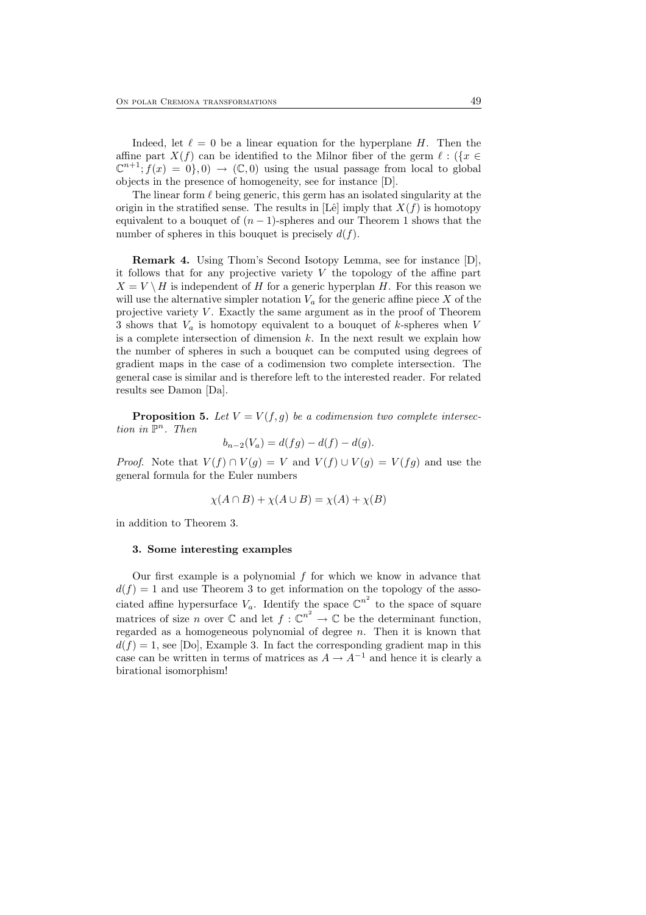Indeed, let $\ell = 0$ be a linear equation for the hyperplane $H$. Then the affine part $X(f)$ can be identified to the Milnor fiber of the germ $\ell : (\{x \in \mathbb{C}^{n+1}; f(x) = 0\}, 0) \to (\mathbb{C}, 0)$ using the usual passage from local to global objects in the presence of homogeneity, see for instance [D].

The linear form $\ell$ being generic, this germ has an isolated singularity at the origin in the stratified sense. The results in [Lê] imply that $X(f)$ is homotopy equivalent to a bouquet of $(n-1)$-spheres and our Theorem 1 shows that the number of spheres in this bouquet is precisely $d(f)$.

**Remark 4.** Using Thom's Second Isotopy Lemma, see for instance [D], it follows that for any projective variety $V$ the topology of the affine part $X = V \setminus H$ is independent of $H$ for a generic hyperplan $H$. For this reason we will use the alternative simpler notation $V_a$ for the generic affine piece $X$ of the projective variety $V$. Exactly the same argument as in the proof of Theorem 3 shows that $V_a$ is homotopy equivalent to a bouquet of $k$-spheres when $V$ is a complete intersection of dimension $k$. In the next result we explain how the number of spheres in such a bouquet can be computed using degrees of gradient maps in the case of a codimension two complete intersection. The general case is similar and is therefore left to the interested reader. For related results see Damon [Da].

**Proposition 5.** *Let $V = V(f, g)$ be a codimension two complete intersection in $\mathbb{P}^n$. Then*

$$b_{n-2}(V_a) = d(fg) - d(f) - d(g).$$

*Proof.* Note that $V(f) \cap V(g) = V$ and $V(f) \cup V(g) = V(fg)$ and use the general formula for the Euler numbers

$$\chi(A \cap B) + \chi(A \cup B) = \chi(A) + \chi(B)$$

in addition to Theorem 3.

### 3. Some interesting examples

Our first example is a polynomial $f$ for which we know in advance that $d(f) = 1$ and use Theorem 3 to get information on the topology of the associated affine hypersurface $V_a$. Identify the space $\mathbb{C}^{n^2}$ to the space of square matrices of size $n$ over $\mathbb{C}$ and let $f : \mathbb{C}^{n^2} \to \mathbb{C}$ be the determinant function, regarded as a homogeneous polynomial of degree $n$. Then it is known that $d(f) = 1$, see [Do], Example 3. In fact the corresponding gradient map in this case can be written in terms of matrices as $A \to A^{-1}$ and hence it is clearly a birational isomorphism!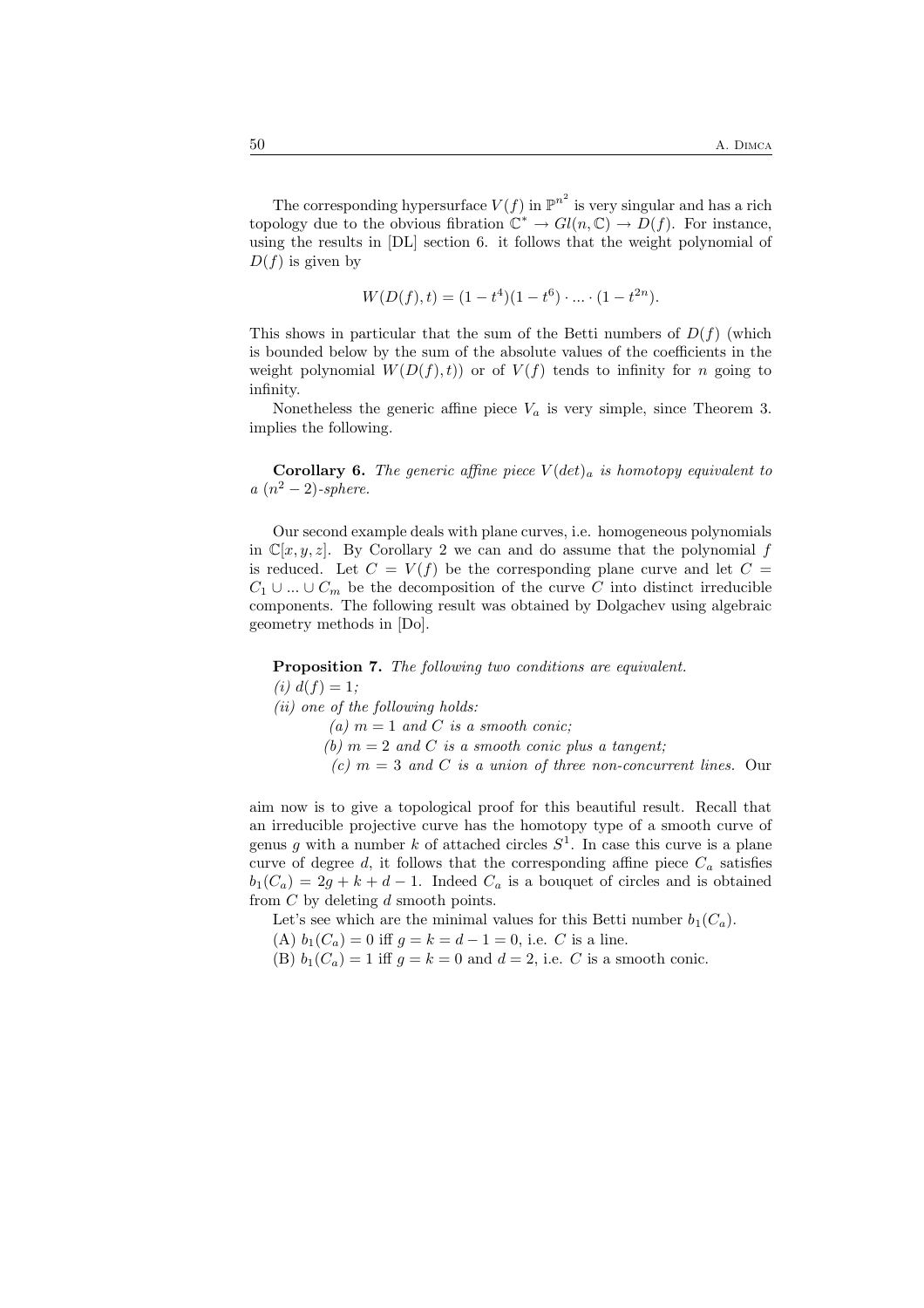The corresponding hypersurface $V(f)$ in $\mathbb{P}^{n^2}$ is very singular and has a rich topology due to the obvious fibration $\mathbb{C}^* \to Gl(n, \mathbb{C}) \to D(f)$. For instance, using the results in [DL] section 6. it follows that the weight polynomial of $D(f)$ is given by

$$W(D(f), t) = (1 - t^4)(1 - t^6) \cdot \ldots \cdot (1 - t^{2n}).$$

This shows in particular that the sum of the Betti numbers of $D(f)$ (which is bounded below by the sum of the absolute values of the coefficients in the weight polynomial $W(D(f), t)$) or of $V(f)$ tends to infinity for $n$ going to infinity.

Nonetheless the generic affine piece $V_a$ is very simple, since Theorem 3. implies the following.

**Corollary 6.** *The generic affine piece $V(det)_a$ is homotopy equivalent to a $(n^2 - 2)$-sphere.*

Our second example deals with plane curves, i.e. homogeneous polynomials in $\mathbb{C}[x, y, z]$. By Corollary 2 we can and do assume that the polynomial $f$ is reduced. Let $C = V(f)$ be the corresponding plane curve and let $C = C_1 \cup \ldots \cup C_m$ be the decomposition of the curve $C$ into distinct irreducible components. The following result was obtained by Dolgachev using algebraic geometry methods in [Do].

**Proposition 7.** *The following two conditions are equivalent.*

*(i) $d(f) = 1$;*

*(ii) one of the following holds:*

*(a) $m = 1$ and $C$ is a smooth conic;*

*(b) $m = 2$ and $C$ is a smooth conic plus a tangent;*

*(c) $m = 3$ and $C$ is a union of three non-concurrent lines.* Our aim now is to give a topological proof for this beautiful result. Recall that an irreducible projective curve has the homotopy type of a smooth curve of genus $g$ with a number $k$ of attached circles $S^1$. In case this curve is a plane curve of degree $d$, it follows that the corresponding affine piece $C_a$ satisfies $b_1(C_a) = 2g + k + d - 1$. Indeed $C_a$ is a bouquet of circles and is obtained from $C$ by deleting $d$ smooth points.

Let's see which are the minimal values for this Betti number $b_1(C_a)$.

(A) $b_1(C_a) = 0$ iff $g = k = d - 1 = 0$, i.e. $C$ is a line.

(B) $b_1(C_a) = 1$ iff $g = k = 0$ and $d = 2$, i.e. $C$ is a smooth conic.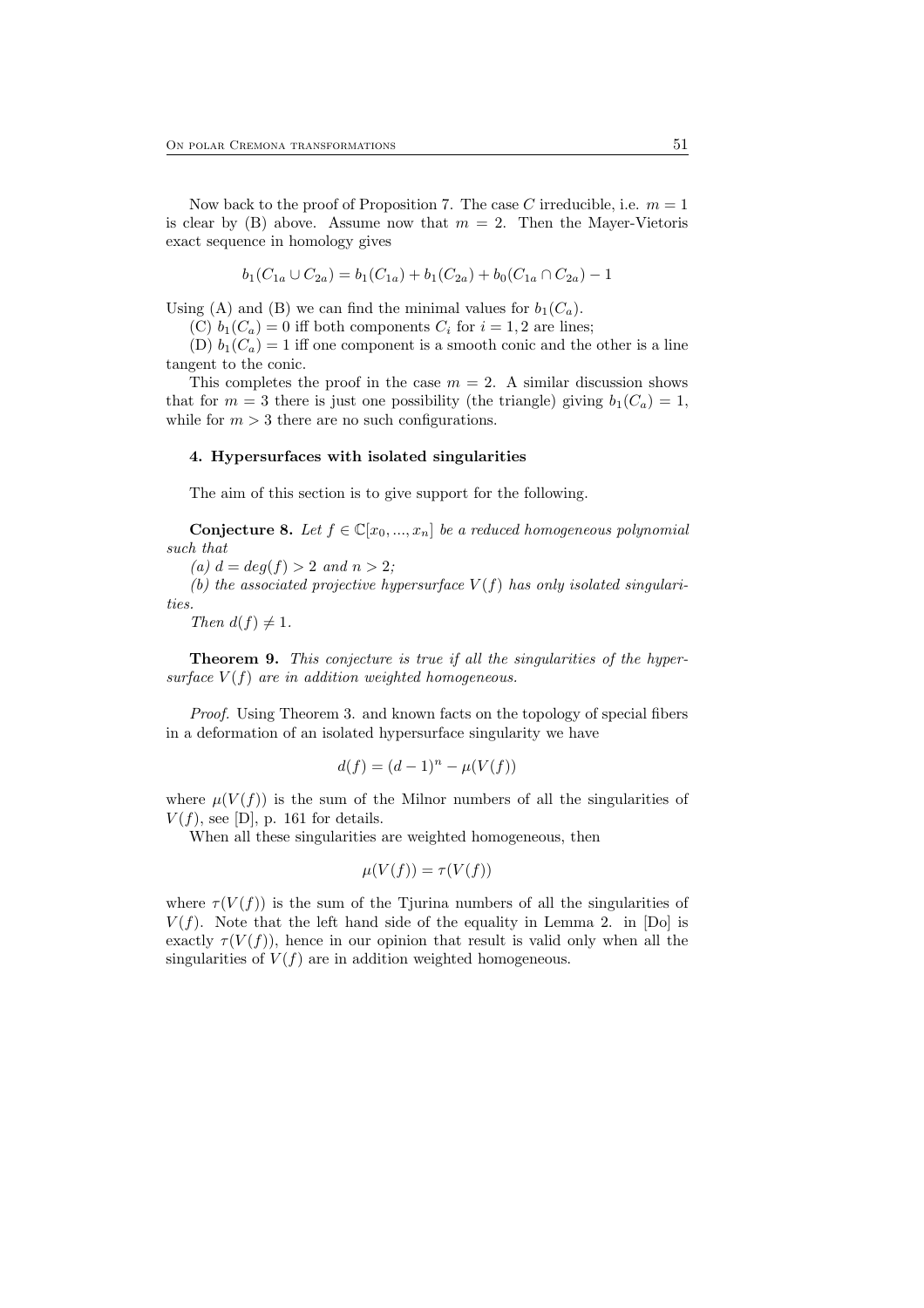Now back to the proof of Proposition 7. The case $C$ irreducible, i.e. $m = 1$ is clear by (B) above. Assume now that $m = 2$. Then the Mayer-Vietoris exact sequence in homology gives

$$b_1(C_{1a} \cup C_{2a}) = b_1(C_{1a}) + b_1(C_{2a}) + b_0(C_{1a} \cap C_{2a}) - 1$$

Using (A) and (B) we can find the minimal values for $b_1(C_a)$.

(C) $b_1(C_a) = 0$ iff both components $C_i$ for $i = 1, 2$ are lines;

(D) $b_1(C_a) = 1$ iff one component is a smooth conic and the other is a line tangent to the conic.

This completes the proof in the case $m = 2$. A similar discussion shows that for $m = 3$ there is just one possibility (the triangle) giving $b_1(C_a) = 1$, while for $m > 3$ there are no such configurations.

### 4. Hypersurfaces with isolated singularities

The aim of this section is to give support for the following.

**Conjecture 8.** *Let $f \in \mathbb{C}[x_0, ..., x_n]$ be a reduced homogeneous polynomial such that*

*(a) $d = deg(f) > 2$ and $n > 2$;*

*(b) the associated projective hypersurface $V(f)$ has only isolated singularities.*

*Then $d(f) \neq 1$.*

**Theorem 9.** *This conjecture is true if all the singularities of the hypersurface $V(f)$ are in addition weighted homogeneous.*

*Proof.* Using Theorem 3. and known facts on the topology of special fibers in a deformation of an isolated hypersurface singularity we have

$$d(f) = (d - 1)^n - \mu(V(f))$$

where $\mu(V(f))$ is the sum of the Milnor numbers of all the singularities of $V(f)$, see [D], p. 161 for details.

When all these singularities are weighted homogeneous, then

$$\mu(V(f)) = \tau(V(f))$$

where $\tau(V(f))$ is the sum of the Tjurina numbers of all the singularities of $V(f)$. Note that the left hand side of the equality in Lemma 2. in [Do] is exactly $\tau(V(f))$, hence in our opinion that result is valid only when all the singularities of $V(f)$ are in addition weighted homogeneous.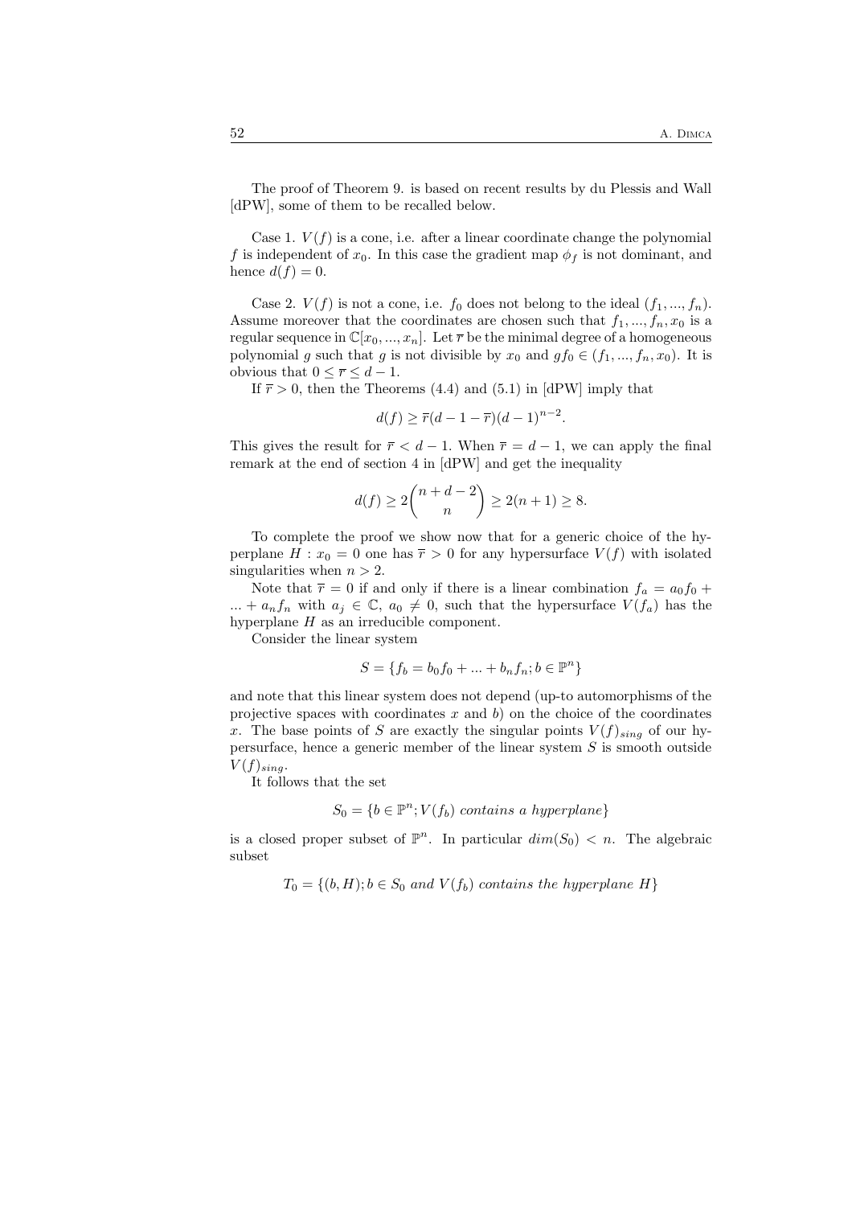The proof of Theorem 9. is based on recent results by du Plessis and Wall [dPW], some of them to be recalled below.

Case 1. $V(f)$ is a cone, i.e. after a linear coordinate change the polynomial $f$ is independent of $x_0$. In this case the gradient map $\phi_f$ is not dominant, and hence $d(f) = 0$.

Case 2. $V(f)$ is not a cone, i.e. $f_0$ does not belong to the ideal $(f_1, ..., f_n)$. Assume moreover that the coordinates are chosen such that $f_1, ..., f_n, x_0$ is a regular sequence in $\mathbb{C}[x_0, ..., x_n]$. Let $\overline{r}$ be the minimal degree of a homogeneous polynomial $g$ such that $g$ is not divisible by $x_0$ and $gf_0 \in (f_1, ..., f_n, x_0)$. It is obvious that $0 \leq \overline{r} \leq d-1$.

If $\overline{r} > 0$, then the Theorems (4.4) and (5.1) in [dPW] imply that

$$d(f) \geq \overline{r}(d-1-\overline{r})(d-1)^{n-2}.$$

This gives the result for $\overline{r} < d-1$. When $\overline{r} = d-1$, we can apply the final remark at the end of section 4 in [dPW] and get the inequality

$$d(f) \geq 2\binom{n+d-2}{n} \geq 2(n+1) \geq 8.$$

To complete the proof we show now that for a generic choice of the hyperplane $H : x_0 = 0$ one has $\overline{r} > 0$ for any hypersurface $V(f)$ with isolated singularities when $n > 2$.

Note that $\overline{r} = 0$ if and only if there is a linear combination $f_a = a_0 f_0 + ... + a_n f_n$ with $a_j \in \mathbb{C}$, $a_0 \neq 0$, such that the hypersurface $V(f_a)$ has the hyperplane $H$ as an irreducible component.

Consider the linear system

$$S = \{f_b = b_0 f_0 + ... + b_n f_n; b \in \mathbb{P}^n\}$$

and note that this linear system does not depend (up-to automorphisms of the projective spaces with coordinates $x$ and $b$) on the choice of the coordinates $x$. The base points of $S$ are exactly the singular points $V(f)_{sing}$ of our hypersurface, hence a generic member of the linear system $S$ is smooth outside $V(f)_{sing}$.

It follows that the set

$$S_0 = \{b \in \mathbb{P}^n; V(f_b) \textit{ contains a hyperplane}\}$$

is a closed proper subset of $\mathbb{P}^n$. In particular $dim(S_0) < n$. The algebraic subset

$$T_0 = \{(b, H); b \in S_0 \textit{ and } V(f_b) \textit{ contains the hyperplane } H\}$$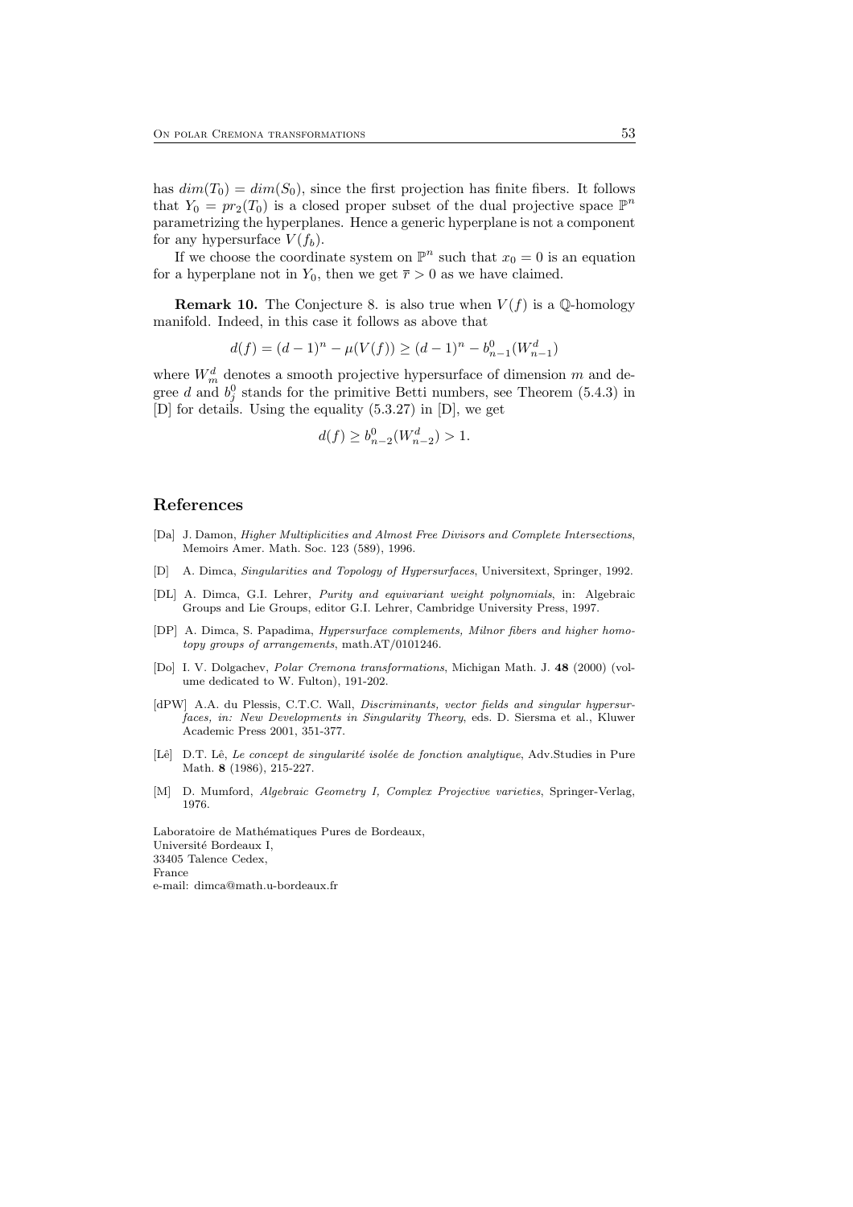has $dim(T_0) = dim(S_0)$, since the first projection has finite fibers. It follows that $Y_0 = pr_2(T_0)$ is a closed proper subset of the dual projective space $\mathbb{P}^n$ parametrizing the hyperplanes. Hence a generic hyperplane is not a component for any hypersurface $V(f_b)$.

If we choose the coordinate system on $\mathbb{P}^n$ such that $x_0 = 0$ is an equation for a hyperplane not in $Y_0$, then we get $\overline{r} > 0$ as we have claimed.

**Remark 10.** The Conjecture 8. is also true when $V(f)$ is a $\mathbb{Q}$-homology manifold. Indeed, in this case it follows as above that

$$d(f) = (d-1)^n - \mu(V(f)) \geq (d-1)^n - b^0_{n-1}(W^d_{n-1})$$

where $W^d_m$ denotes a smooth projective hypersurface of dimension $m$ and degree $d$ and $b^0_j$ stands for the primitive Betti numbers, see Theorem (5.4.3) in [D] for details. Using the equality (5.3.27) in [D], we get

$$d(f) \geq b^0_{n-2}(W^d_{n-2}) > 1.$$

## References

[Da] J. Damon, *Higher Multiplicities and Almost Free Divisors and Complete Intersections*, Memoirs Amer. Math. Soc. 123 (589), 1996.

[D] A. Dimca, *Singularities and Topology of Hypersurfaces*, Universitext, Springer, 1992.

[DL] A. Dimca, G.I. Lehrer, *Purity and equivariant weight polynomials*, in: Algebraic Groups and Lie Groups, editor G.I. Lehrer, Cambridge University Press, 1997.

[DP] A. Dimca, S. Papadima, *Hypersurface complements, Milnor fibers and higher homotopy groups of arrangements*, math.AT/0101246.

[Do] I. V. Dolgachev, *Polar Cremona transformations*, Michigan Math. J. **48** (2000) (volume dedicated to W. Fulton), 191-202.

[dPW] A.A. du Plessis, C.T.C. Wall, *Discriminants, vector fields and singular hypersurfaces, in: New Developments in Singularity Theory*, eds. D. Siersma et al., Kluwer Academic Press 2001, 351-377.

[Lê] D.T. Lê, *Le concept de singularité isolée de fonction analytique*, Adv.Studies in Pure Math. **8** (1986), 215-227.

[M] D. Mumford, *Algebraic Geometry I, Complex Projective varieties*, Springer-Verlag, 1976.

Laboratoire de Mathématiques Pures de Bordeaux,
Université Bordeaux I,
33405 Talence Cedex,
France
e-mail: dimca@math.u-bordeaux.fr